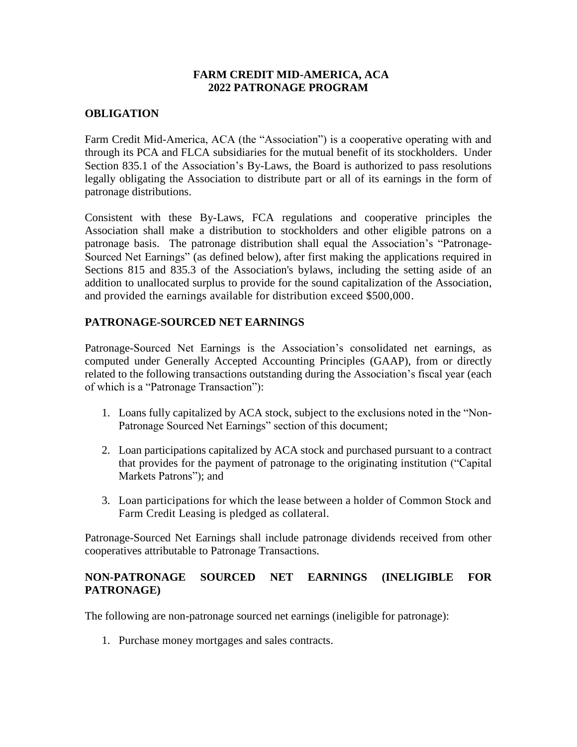# FARM CREDIT MID-AMERICA, ACA
# 2022 PATRONAGE PROGRAM

## OBLIGATION

Farm Credit Mid-America, ACA (the "Association") is a cooperative operating with and through its PCA and FLCA subsidiaries for the mutual benefit of its stockholders. Under Section 835.1 of the Association's By-Laws, the Board is authorized to pass resolutions legally obligating the Association to distribute part or all of its earnings in the form of patronage distributions.

Consistent with these By-Laws, FCA regulations and cooperative principles the Association shall make a distribution to stockholders and other eligible patrons on a patronage basis. The patronage distribution shall equal the Association's "Patronage-Sourced Net Earnings" (as defined below), after first making the applications required in Sections 815 and 835.3 of the Association's bylaws, including the setting aside of an addition to unallocated surplus to provide for the sound capitalization of the Association, and provided the earnings available for distribution exceed $500,000.

## PATRONAGE-SOURCED NET EARNINGS

Patronage-Sourced Net Earnings is the Association's consolidated net earnings, as computed under Generally Accepted Accounting Principles (GAAP), from or directly related to the following transactions outstanding during the Association's fiscal year (each of which is a "Patronage Transaction"):

1. Loans fully capitalized by ACA stock, subject to the exclusions noted in the "Non-Patronage Sourced Net Earnings" section of this document;
2. Loan participations capitalized by ACA stock and purchased pursuant to a contract that provides for the payment of patronage to the originating institution ("Capital Markets Patrons"); and
3. Loan participations for which the lease between a holder of Common Stock and Farm Credit Leasing is pledged as collateral.

Patronage-Sourced Net Earnings shall include patronage dividends received from other cooperatives attributable to Patronage Transactions.

## NON-PATRONAGE SOURCED NET EARNINGS (INELIGIBLE FOR PATRONAGE)

The following are non-patronage sourced net earnings (ineligible for patronage):

1. Purchase money mortgages and sales contracts.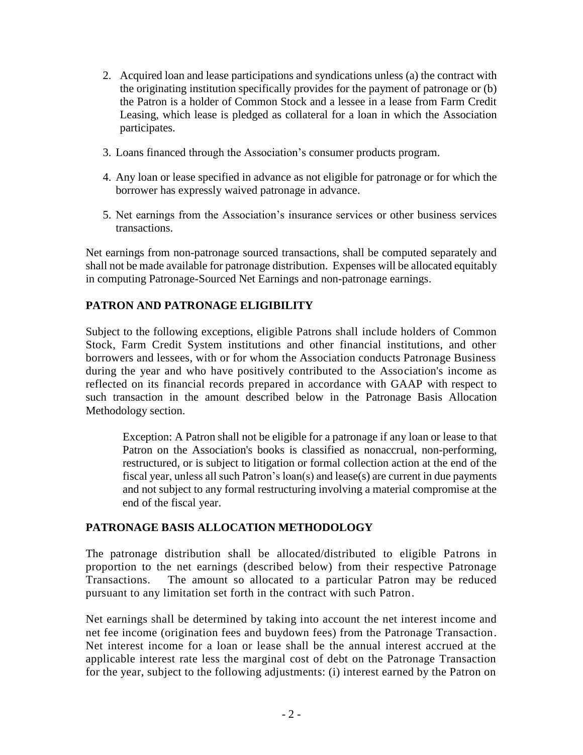2. Acquired loan and lease participations and syndications unless (a) the contract with the originating institution specifically provides for the payment of patronage or (b) the Patron is a holder of Common Stock and a lessee in a lease from Farm Credit Leasing, which lease is pledged as collateral for a loan in which the Association participates.
3. Loans financed through the Association's consumer products program.
4. Any loan or lease specified in advance as not eligible for patronage or for which the borrower has expressly waived patronage in advance.
5. Net earnings from the Association's insurance services or other business services transactions.

Net earnings from non-patronage sourced transactions, shall be computed separately and shall not be made available for patronage distribution. Expenses will be allocated equitably in computing Patronage-Sourced Net Earnings and non-patronage earnings.

## PATRON AND PATRONAGE ELIGIBILITY

Subject to the following exceptions, eligible Patrons shall include holders of Common Stock, Farm Credit System institutions and other financial institutions, and other borrowers and lessees, with or for whom the Association conducts Patronage Business during the year and who have positively contributed to the Association's income as reflected on its financial records prepared in accordance with GAAP with respect to such transaction in the amount described below in the Patronage Basis Allocation Methodology section.

> Exception: A Patron shall not be eligible for a patronage if any loan or lease to that Patron on the Association's books is classified as nonaccrual, non-performing, restructured, or is subject to litigation or formal collection action at the end of the fiscal year, unless all such Patron's loan(s) and lease(s) are current in due payments and not subject to any formal restructuring involving a material compromise at the end of the fiscal year.

## PATRONAGE BASIS ALLOCATION METHODOLOGY

The patronage distribution shall be allocated/distributed to eligible Patrons in proportion to the net earnings (described below) from their respective Patronage Transactions. The amount so allocated to a particular Patron may be reduced pursuant to any limitation set forth in the contract with such Patron.

Net earnings shall be determined by taking into account the net interest income and net fee income (origination fees and buydown fees) from the Patronage Transaction. Net interest income for a loan or lease shall be the annual interest accrued at the applicable interest rate less the marginal cost of debt on the Patronage Transaction for the year, subject to the following adjustments: (i) interest earned by the Patron on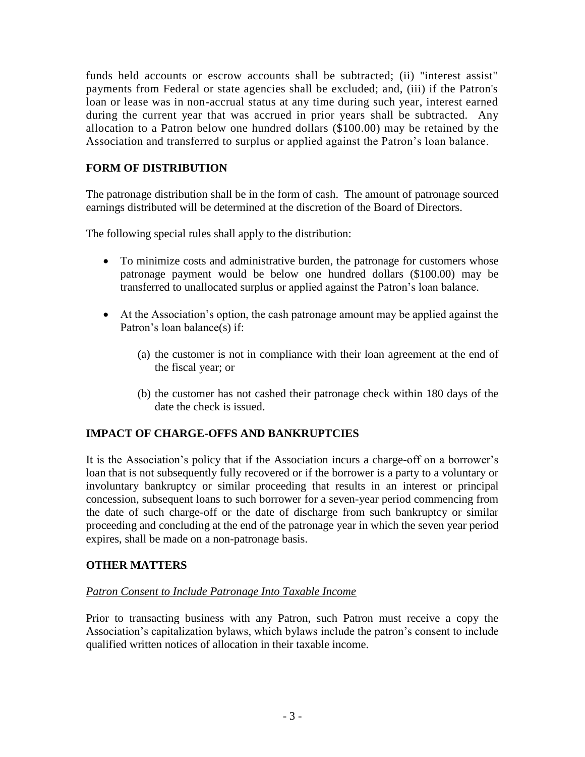funds held accounts or escrow accounts shall be subtracted; (ii) "interest assist" payments from Federal or state agencies shall be excluded; and, (iii) if the Patron's loan or lease was in non-accrual status at any time during such year, interest earned during the current year that was accrued in prior years shall be subtracted. Any allocation to a Patron below one hundred dollars ($100.00) may be retained by the Association and transferred to surplus or applied against the Patron's loan balance.

## FORM OF DISTRIBUTION

The patronage distribution shall be in the form of cash. The amount of patronage sourced earnings distributed will be determined at the discretion of the Board of Directors.

The following special rules shall apply to the distribution:

- To minimize costs and administrative burden, the patronage for customers whose patronage payment would be below one hundred dollars ($100.00) may be transferred to unallocated surplus or applied against the Patron's loan balance.

- At the Association's option, the cash patronage amount may be applied against the Patron's loan balance(s) if:

    (a) the customer is not in compliance with their loan agreement at the end of the fiscal year; or

    (b) the customer has not cashed their patronage check within 180 days of the date the check is issued.

## IMPACT OF CHARGE-OFFS AND BANKRUPTCIES

It is the Association's policy that if the Association incurs a charge-off on a borrower's loan that is not subsequently fully recovered or if the borrower is a party to a voluntary or involuntary bankruptcy or similar proceeding that results in an interest or principal concession, subsequent loans to such borrower for a seven-year period commencing from the date of such charge-off or the date of discharge from such bankruptcy or similar proceeding and concluding at the end of the patronage year in which the seven year period expires, shall be made on a non-patronage basis.

## OTHER MATTERS

*Patron Consent to Include Patronage Into Taxable Income*

Prior to transacting business with any Patron, such Patron must receive a copy the Association's capitalization bylaws, which bylaws include the patron's consent to include qualified written notices of allocation in their taxable income.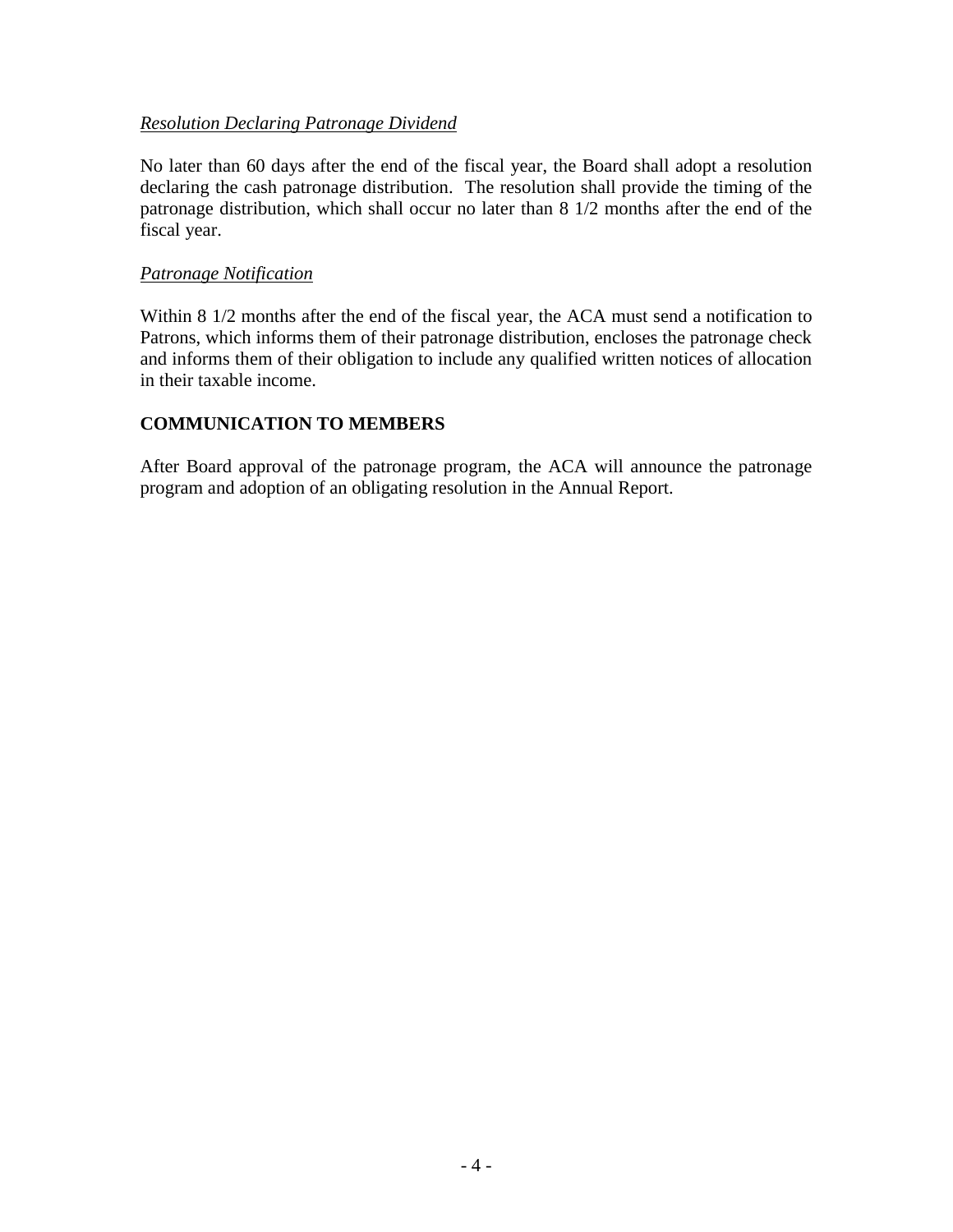*Resolution Declaring Patronage Dividend*

No later than 60 days after the end of the fiscal year, the Board shall adopt a resolution declaring the cash patronage distribution. The resolution shall provide the timing of the patronage distribution, which shall occur no later than 8 1/2 months after the end of the fiscal year.

*Patronage Notification*

Within 8 1/2 months after the end of the fiscal year, the ACA must send a notification to Patrons, which informs them of their patronage distribution, encloses the patronage check and informs them of their obligation to include any qualified written notices of allocation in their taxable income.

## COMMUNICATION TO MEMBERS

After Board approval of the patronage program, the ACA will announce the patronage program and adoption of an obligating resolution in the Annual Report.